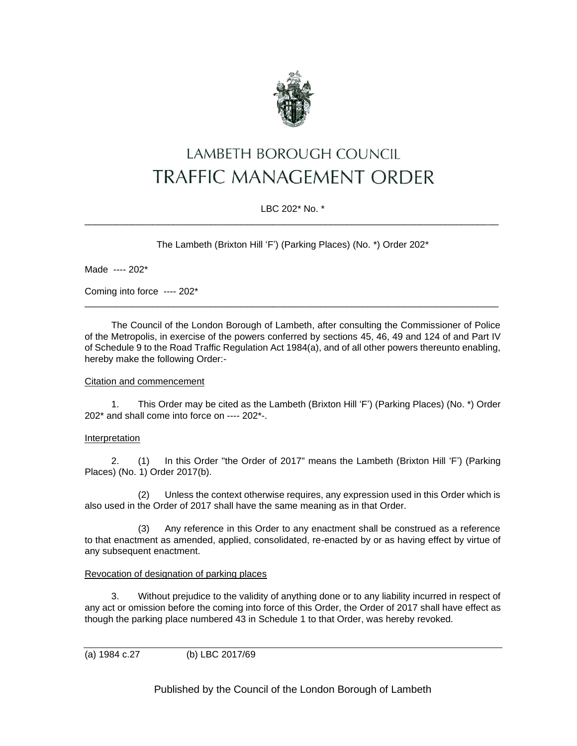# LAMBETH BOROUGH COUNCIL
# TRAFFIC MANAGEMENT ORDER

LBC 202* No. *

---

The Lambeth (Brixton Hill 'F') (Parking Places) (No. *) Order 202*

Made ---- 202*

Coming into force ---- 202*

---

The Council of the London Borough of Lambeth, after consulting the Commissioner of Police of the Metropolis, in exercise of the powers conferred by sections 45, 46, 49 and 124 of and Part IV of Schedule 9 to the Road Traffic Regulation Act 1984(a), and of all other powers thereunto enabling, hereby make the following Order:-

Citation and commencement

1. This Order may be cited as the Lambeth (Brixton Hill 'F') (Parking Places) (No. *) Order 202* and shall come into force on ---- 202*-.

Interpretation

2. (1) In this Order "the Order of 2017" means the Lambeth (Brixton Hill 'F') (Parking Places) (No. 1) Order 2017(b).

(2) Unless the context otherwise requires, any expression used in this Order which is also used in the Order of 2017 shall have the same meaning as in that Order.

(3) Any reference in this Order to any enactment shall be construed as a reference to that enactment as amended, applied, consolidated, re-enacted by or as having effect by virtue of any subsequent enactment.

Revocation of designation of parking places

3. Without prejudice to the validity of anything done or to any liability incurred in respect of any act or omission before the coming into force of this Order, the Order of 2017 shall have effect as though the parking place numbered 43 in Schedule 1 to that Order, was hereby revoked.

---

(a) 1984 c.27 (b) LBC 2017/69

Published by the Council of the London Borough of Lambeth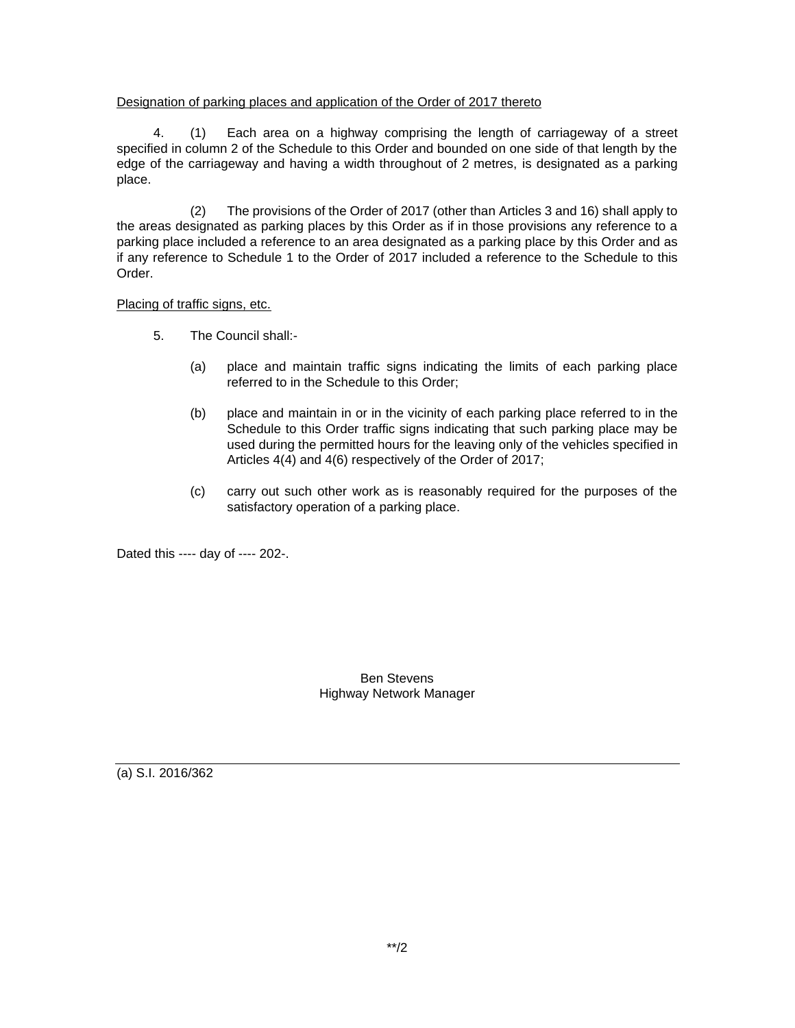<u>Designation of parking places and application of the Order of 2017 thereto</u>

4. (1) Each area on a highway comprising the length of carriageway of a street specified in column 2 of the Schedule to this Order and bounded on one side of that length by the edge of the carriageway and having a width throughout of 2 metres, is designated as a parking place.

(2) The provisions of the Order of 2017 (other than Articles 3 and 16) shall apply to the areas designated as parking places by this Order as if in those provisions any reference to a parking place included a reference to an area designated as a parking place by this Order and as if any reference to Schedule 1 to the Order of 2017 included a reference to the Schedule to this Order.

<u>Placing of traffic signs, etc.</u>

5. The Council shall:-

(a) place and maintain traffic signs indicating the limits of each parking place referred to in the Schedule to this Order;

(b) place and maintain in or in the vicinity of each parking place referred to in the Schedule to this Order traffic signs indicating that such parking place may be used during the permitted hours for the leaving only of the vehicles specified in Articles 4(4) and 4(6) respectively of the Order of 2017;

(c) carry out such other work as is reasonably required for the purposes of the satisfactory operation of a parking place.

Dated this ---- day of ---- 202-.

Ben Stevens
Highway Network Manager

---

(a) S.I. 2016/362

**/2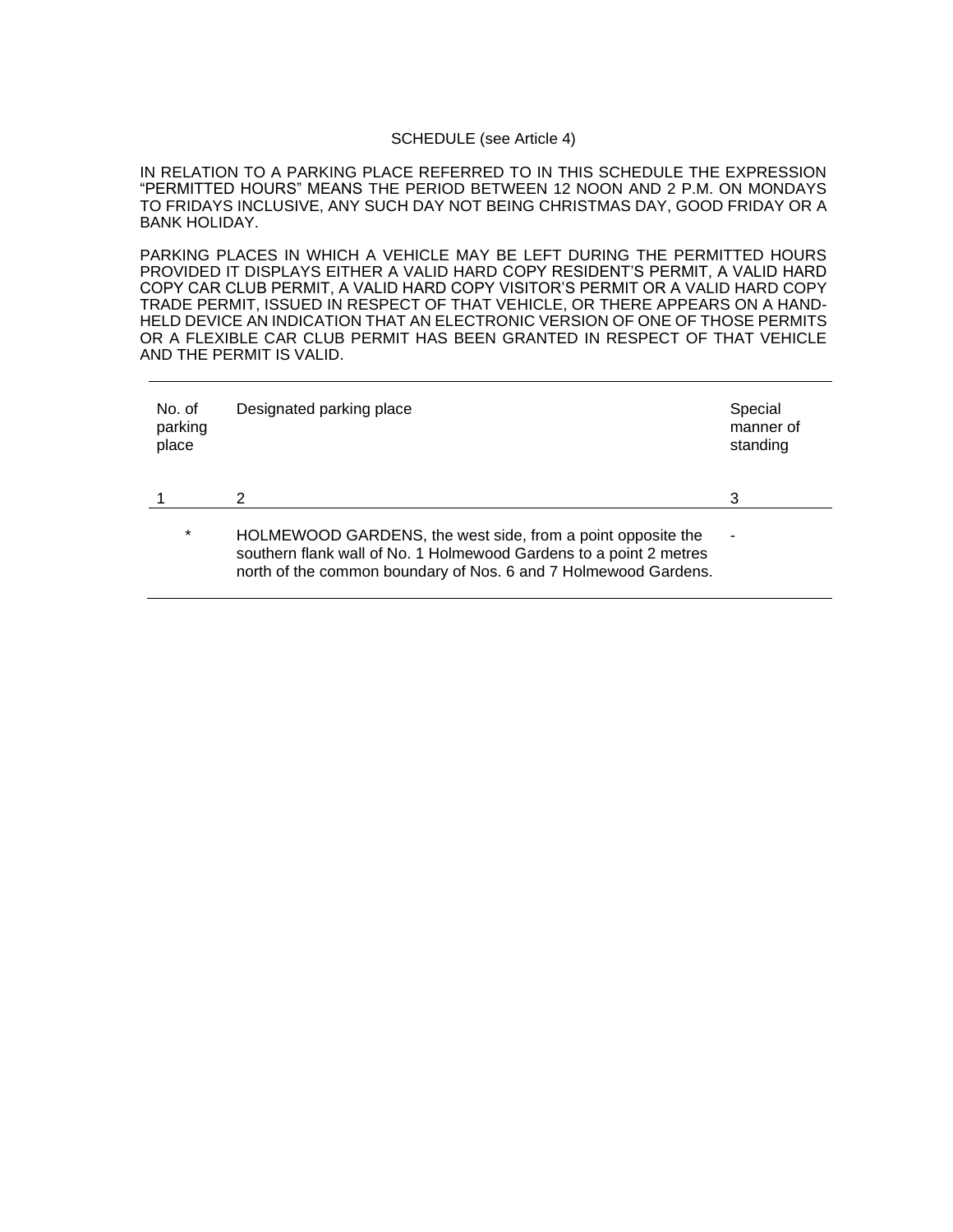SCHEDULE (see Article 4)

IN RELATION TO A PARKING PLACE REFERRED TO IN THIS SCHEDULE THE EXPRESSION "PERMITTED HOURS" MEANS THE PERIOD BETWEEN 12 NOON AND 2 P.M. ON MONDAYS TO FRIDAYS INCLUSIVE, ANY SUCH DAY NOT BEING CHRISTMAS DAY, GOOD FRIDAY OR A BANK HOLIDAY.

PARKING PLACES IN WHICH A VEHICLE MAY BE LEFT DURING THE PERMITTED HOURS PROVIDED IT DISPLAYS EITHER A VALID HARD COPY RESIDENT'S PERMIT, A VALID HARD COPY CAR CLUB PERMIT, A VALID HARD COPY VISITOR'S PERMIT OR A VALID HARD COPY TRADE PERMIT, ISSUED IN RESPECT OF THAT VEHICLE, OR THERE APPEARS ON A HAND-HELD DEVICE AN INDICATION THAT AN ELECTRONIC VERSION OF ONE OF THOSE PERMITS OR A FLEXIBLE CAR CLUB PERMIT HAS BEEN GRANTED IN RESPECT OF THAT VEHICLE AND THE PERMIT IS VALID.

| No. of parking place | Designated parking place | Special manner of standing |
|---|---|---|
| 1 | 2 | 3 |
| * | HOLMEWOOD GARDENS, the west side, from a point opposite the southern flank wall of No. 1 Holmewood Gardens to a point 2 metres north of the common boundary of Nos. 6 and 7 Holmewood Gardens. | - |